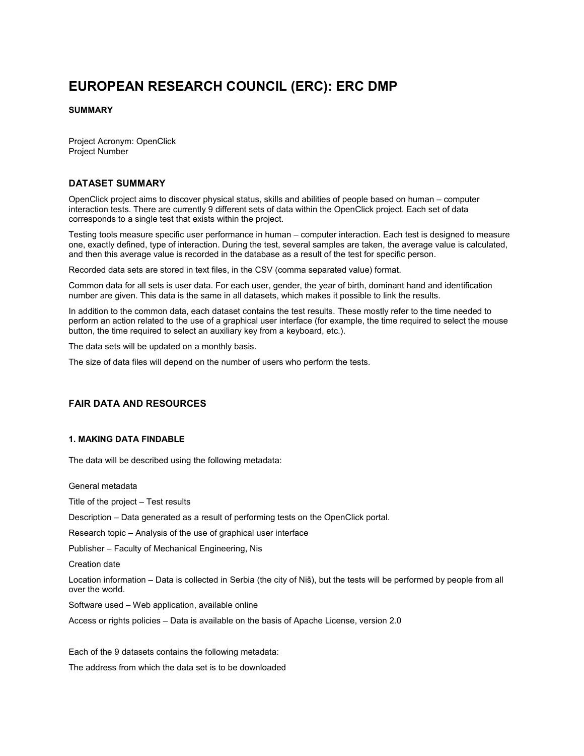# EUROPEAN RESEARCH COUNCIL (ERC): ERC DMP

#### SUMMARY

Project Acronym: OpenClick
Project Number

### DATASET SUMMARY

OpenClick project aims to discover physical status, skills and abilities of people based on human – computer interaction tests. There are currently 9 different sets of data within the OpenClick project. Each set of data corresponds to a single test that exists within the project.

Testing tools measure specific user performance in human – computer interaction. Each test is designed to measure one, exactly defined, type of interaction. During the test, several samples are taken, the average value is calculated, and then this average value is recorded in the database as a result of the test for specific person.

Recorded data sets are stored in text files, in the CSV (comma separated value) format.

Common data for all sets is user data. For each user, gender, the year of birth, dominant hand and identification number are given. This data is the same in all datasets, which makes it possible to link the results.

In addition to the common data, each dataset contains the test results. These mostly refer to the time needed to perform an action related to the use of a graphical user interface (for example, the time required to select the mouse button, the time required to select an auxiliary key from a keyboard, etc.).

The data sets will be updated on a monthly basis.

The size of data files will depend on the number of users who perform the tests.

### FAIR DATA AND RESOURCES

#### 1. MAKING DATA FINDABLE

The data will be described using the following metadata:

General metadata

Title of the project – Test results

Description – Data generated as a result of performing tests on the OpenClick portal.

Research topic – Analysis of the use of graphical user interface

Publisher – Faculty of Mechanical Engineering, Nis

Creation date

Location information – Data is collected in Serbia (the city of Niš), but the tests will be performed by people from all over the world.

Software used – Web application, available online

Access or rights policies – Data is available on the basis of Apache License, version 2.0

Each of the 9 datasets contains the following metadata:

The address from which the data set is to be downloaded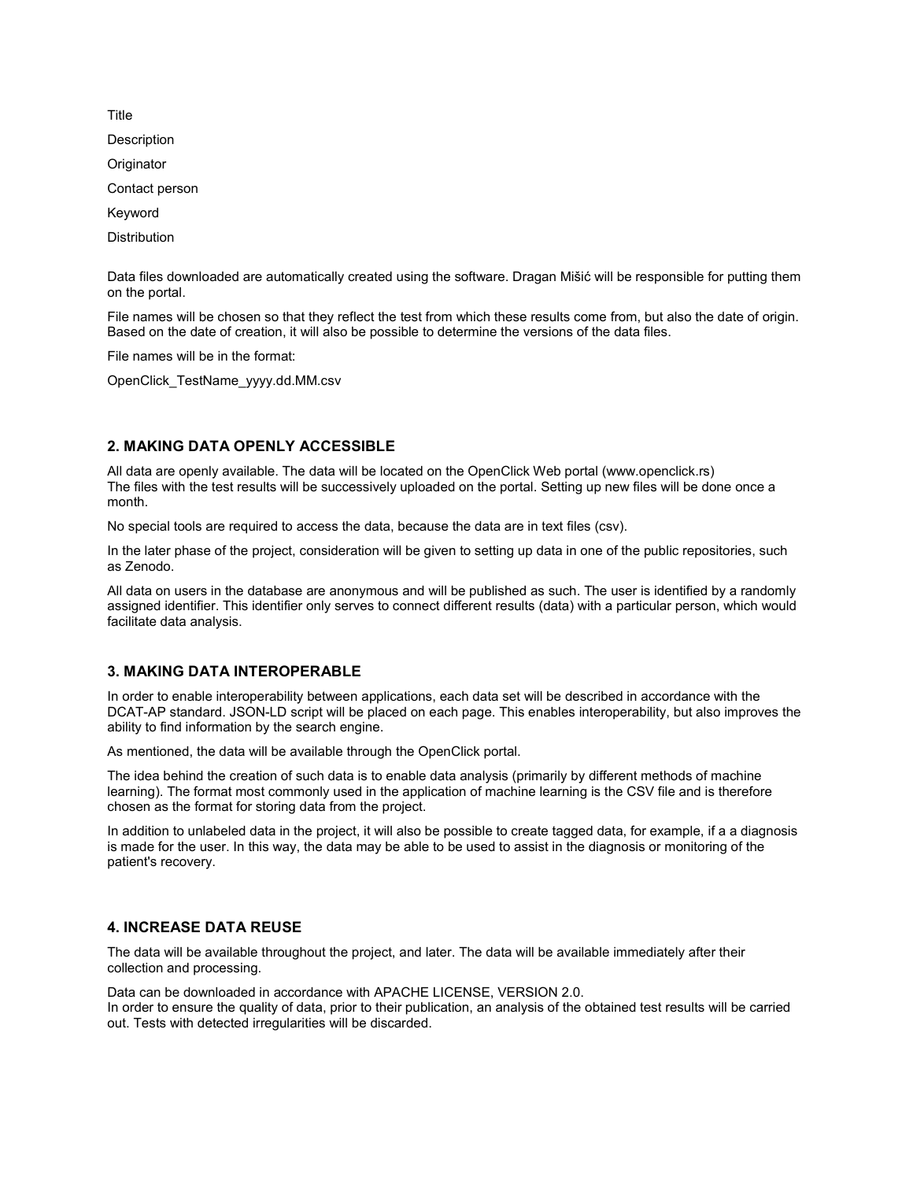Title

Description

Originator

Contact person

Keyword

Distribution

Data files downloaded are automatically created using the software. Dragan Mišić will be responsible for putting them on the portal.

File names will be chosen so that they reflect the test from which these results come from, but also the date of origin. Based on the date of creation, it will also be possible to determine the versions of the data files.

File names will be in the format:

OpenClick_TestName_yyyy.dd.MM.csv

## 2. MAKING DATA OPENLY ACCESSIBLE

All data are openly available. The data will be located on the OpenClick Web portal (www.openclick.rs)
The files with the test results will be successively uploaded on the portal. Setting up new files will be done once a month.

No special tools are required to access the data, because the data are in text files (csv).

In the later phase of the project, consideration will be given to setting up data in one of the public repositories, such as Zenodo.

All data on users in the database are anonymous and will be published as such. The user is identified by a randomly assigned identifier. This identifier only serves to connect different results (data) with a particular person, which would facilitate data analysis.

## 3. MAKING DATA INTEROPERABLE

In order to enable interoperability between applications, each data set will be described in accordance with the DCAT-AP standard. JSON-LD script will be placed on each page. This enables interoperability, but also improves the ability to find information by the search engine.

As mentioned, the data will be available through the OpenClick portal.

The idea behind the creation of such data is to enable data analysis (primarily by different methods of machine learning). The format most commonly used in the application of machine learning is the CSV file and is therefore chosen as the format for storing data from the project.

In addition to unlabeled data in the project, it will also be possible to create tagged data, for example, if a a diagnosis is made for the user. In this way, the data may be able to be used to assist in the diagnosis or monitoring of the patient's recovery.

## 4. INCREASE DATA REUSE

The data will be available throughout the project, and later. The data will be available immediately after their collection and processing.

Data can be downloaded in accordance with APACHE LICENSE, VERSION 2.0.
In order to ensure the quality of data, prior to their publication, an analysis of the obtained test results will be carried out. Tests with detected irregularities will be discarded.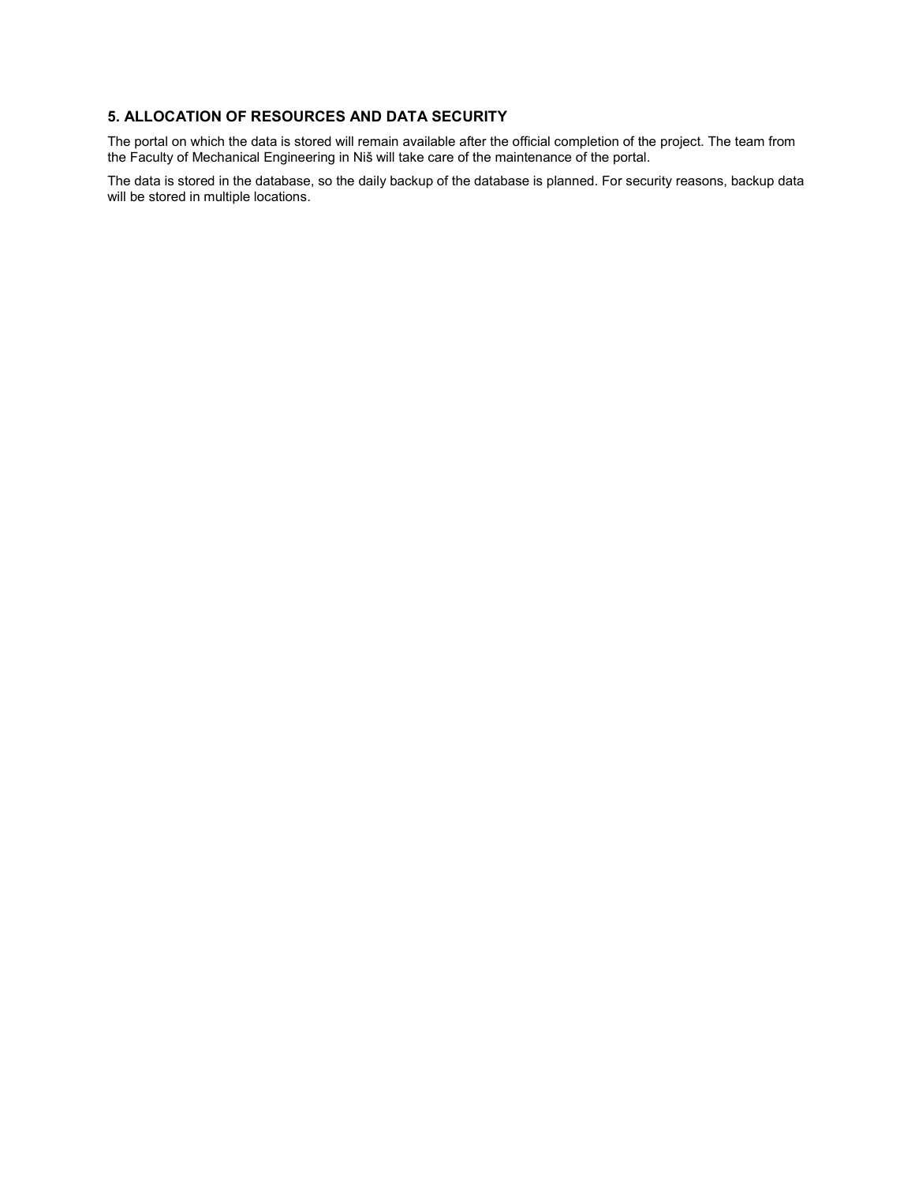## 5. ALLOCATION OF RESOURCES AND DATA SECURITY

The portal on which the data is stored will remain available after the official completion of the project. The team from the Faculty of Mechanical Engineering in Niš will take care of the maintenance of the portal.

The data is stored in the database, so the daily backup of the database is planned. For security reasons, backup data will be stored in multiple locations.